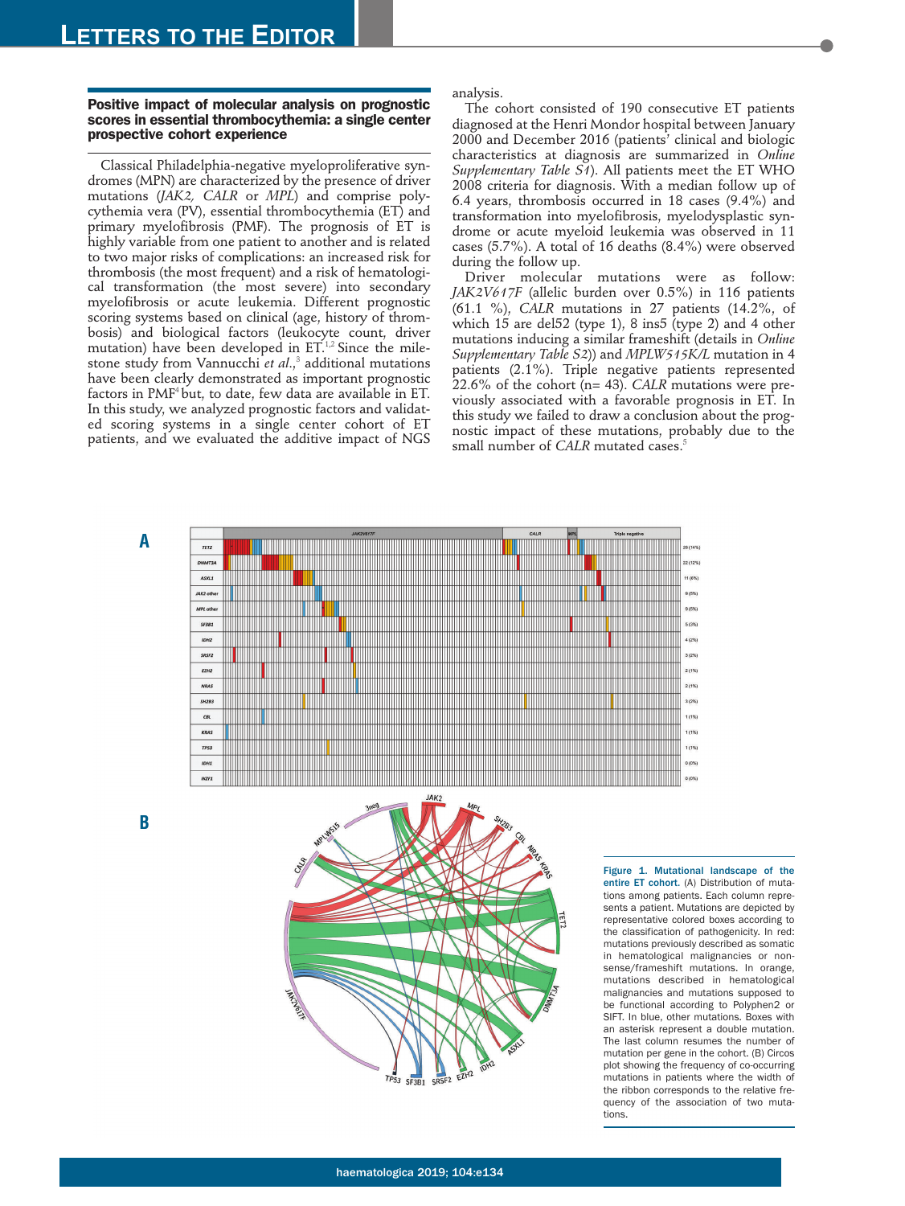## Positive impact of molecular analysis on prognostic scores in essential thrombocythemia: a single center prospective cohort experience

Classical Philadelphia-negative myeloproliferative syndromes (MPN) are characterized by the presence of driver mutations (*JAK2, CALR* or *MPL*) and comprise polycythemia vera (PV), essential thrombocythemia (ET) and primary myelofibrosis (PMF). The prognosis of ET is highly variable from one patient to another and is related to two major risks of complications: an increased risk for thrombosis (the most frequent) and a risk of hematological transformation (the most severe) into secondary myelofibrosis or acute leukemia. Different prognostic scoring systems based on clinical (age, history of thrombosis) and biological factors (leukocyte count, driver mutation) have been developed in ET.[1,2] Since the milestone study from Vannucchi *et al.*,[3] additional mutations have been clearly demonstrated as important prognostic factors in PMF[4] but, to date, few data are available in ET. In this study, we analyzed prognostic factors and validated scoring systems in a single center cohort of ET patients, and we evaluated the additive impact of NGS analysis.

The cohort consisted of 190 consecutive ET patients diagnosed at the Henri Mondor hospital between January 2000 and December 2016 (patients' clinical and biologic characteristics at diagnosis are summarized in *Online Supplementary Table S1*). All patients meet the ET WHO 2008 criteria for diagnosis. With a median follow up of 6.4 years, thrombosis occurred in 18 cases (9.4%) and transformation into myelofibrosis, myelodysplastic syndrome or acute myeloid leukemia was observed in 11 cases (5.7%). A total of 16 deaths (8.4%) were observed during the follow up.

Driver molecular mutations were as follow: *JAK2V617F* (allelic burden over 0.5%) in 116 patients (61.1 %), *CALR* mutations in 27 patients (14.2%, of which 15 are del52 (type 1), 8 ins5 (type 2) and 4 other mutations inducing a similar frameshift (details in *Online Supplementary Table S2*)) and *MPLW515K/L* mutation in 4 patients (2.1%). Triple negative patients represented 22.6% of the cohort (n= 43). *CALR* mutations were previously associated with a favorable prognosis in ET. In this study we failed to draw a conclusion about the prognostic impact of these mutations, probably due to the small number of *CALR* mutated cases.[5]

Figure 1. Mutational landscape of the entire ET cohort. (A) Distribution of mutations among patients. Each column represents a patient. Mutations are depicted by representative colored boxes according to the classification of pathogenicity. In red: mutations previously described as somatic in hematological malignancies or nonsense/frameshift mutations. In orange, mutations described in hematological malignancies and mutations supposed to be functional according to Polyphen2 or SIFT. In blue, other mutations. Boxes with an asterisk represent a double mutation. The last column resumes the number of mutation per gene in the cohort. (B) Circos plot showing the frequency of co-occurring mutations in patients where the width of the ribbon corresponds to the relative frequency of the association of two mutations.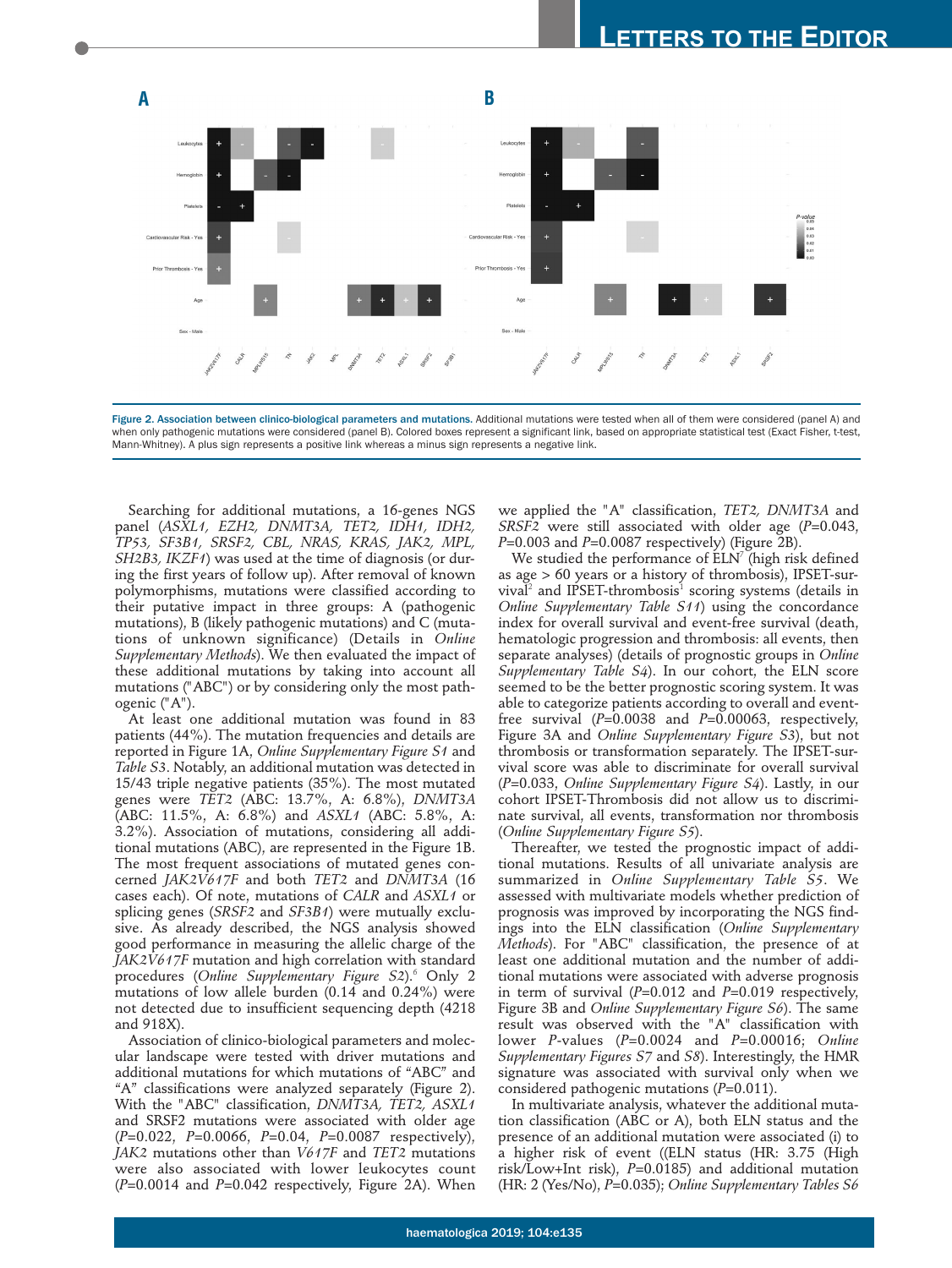Figure 2. Association between clinico-biological parameters and mutations. Additional mutations were tested when all of them were considered (panel A) and when only pathogenic mutations were considered (panel B). Colored boxes represent a significant link, based on appropriate statistical test (Exact Fisher, t-test, Mann-Whitney). A plus sign represents a positive link whereas a minus sign represents a negative link.

Searching for additional mutations, a 16-genes NGS panel (*ASXL1, EZH2, DNMT3A, TET2, IDH1, IDH2, TP53, SF3B1, SRSF2, CBL, NRAS, KRAS, JAK2, MPL, SH2B3, IKZF1*) was used at the time of diagnosis (or during the first years of follow up). After removal of known polymorphisms, mutations were classified according to their putative impact in three groups: A (pathogenic mutations), B (likely pathogenic mutations) and C (mutations of unknown significance) (Details in *Online Supplementary Methods*). We then evaluated the impact of these additional mutations by taking into account all mutations ("ABC") or by considering only the most pathogenic ("A").

At least one additional mutation was found in 83 patients (44%). The mutation frequencies and details are reported in Figure 1A, *Online Supplementary Figure S1* and *Table S3*. Notably, an additional mutation was detected in 15/43 triple negative patients (35%). The most mutated genes were *TET2* (ABC: 13.7%, A: 6.8%), *DNMT3A* (ABC: 11.5%, A: 6.8%) and *ASXL1* (ABC: 5.8%, A: 3.2%). Association of mutations, considering all additional mutations (ABC), are represented in the Figure 1B. The most frequent associations of mutated genes concerned *JAK2V617F* and both *TET2* and *DNMT3A* (16 cases each). Of note, mutations of *CALR* and *ASXL1* or splicing genes (*SRSF2* and *SF3B1*) were mutually exclusive. As already described, the NGS analysis showed good performance in measuring the allelic charge of the *JAK2V617F* mutation and high correlation with standard procedures (*Online Supplementary Figure S2*).[6] Only 2 mutations of low allele burden (0.14 and 0.24%) were not detected due to insufficient sequencing depth (4218 and 918X).

Association of clinico-biological parameters and molecular landscape were tested with driver mutations and additional mutations for which mutations of "ABC" and "A" classifications were analyzed separately (Figure 2). With the "ABC" classification, *DNMT3A, TET2, ASXL1* and SRSF2 mutations were associated with older age (*P*=0.022, *P*=0.0066, *P*=0.04, *P*=0.0087 respectively), *JAK2* mutations other than *V617F* and *TET2* mutations were also associated with lower leukocytes count (*P*=0.0014 and *P*=0.042 respectively, Figure 2A). When we applied the "A" classification, *TET2, DNMT3A* and *SRSF2* were still associated with older age (*P*=0.043, *P*=0.003 and *P*=0.0087 respectively) (Figure 2B).

We studied the performance of ELN[7] (high risk defined as age > 60 years or a history of thrombosis), IPSET-survival[2] and IPSET-thrombosis[1] scoring systems (details in *Online Supplementary Table S11*) using the concordance index for overall survival and event-free survival (death, hematologic progression and thrombosis: all events, then separate analyses) (details of prognostic groups in *Online Supplementary Table S4*). In our cohort, the ELN score seemed to be the better prognostic scoring system. It was able to categorize patients according to overall and event-free survival (*P*=0.0038 and *P*=0.00063, respectively, Figure 3A and *Online Supplementary Figure S3*), but not thrombosis or transformation separately. The IPSET-survival score was able to discriminate for overall survival (*P*=0.033, *Online Supplementary Figure S4*). Lastly, in our cohort IPSET-Thrombosis did not allow us to discriminate survival, all events, transformation nor thrombosis (*Online Supplementary Figure S5*).

Thereafter, we tested the prognostic impact of additional mutations. Results of all univariate analysis are summarized in *Online Supplementary Table S5*. We assessed with multivariate models whether prediction of prognosis was improved by incorporating the NGS findings into the ELN classification (*Online Supplementary Methods*). For "ABC" classification, the presence of at least one additional mutation and the number of additional mutations were associated with adverse prognosis in term of survival (*P*=0.012 and *P*=0.019 respectively, Figure 3B and *Online Supplementary Figure S6*). The same result was observed with the "A" classification with lower *P*-values (*P*=0.0024 and *P*=0.00016; *Online Supplementary Figures S7* and *S8*). Interestingly, the HMR signature was associated with survival only when we considered pathogenic mutations (*P*=0.011).

In multivariate analysis, whatever the additional mutation classification (ABC or A), both ELN status and the presence of an additional mutation were associated (i) to a higher risk of event ((ELN status (HR: 3.75 (High risk/Low+Int risk), *P*=0.0185) and additional mutation (HR: 2 (Yes/No), *P*=0.035); *Online Supplementary Tables S6*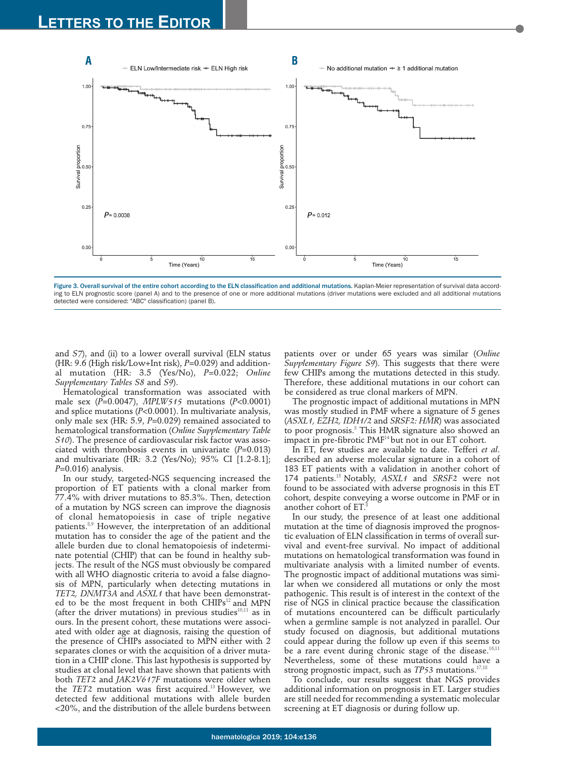Figure 3. Overall survival of the entire cohort according to the ELN classification and additional mutations. Kaplan-Meier representation of survival data according to ELN prognostic score (panel A) and to the presence of one or more additional mutations (driver mutations were excluded and all additional mutations detected were considered: "ABC" classification) (panel B).

and *S7*), and (ii) to a lower overall survival (ELN status (HR: 9.6 (High risk/Low+Int risk), *P*=0.029) and additional mutation (HR: 3.5 (Yes/No), *P*=0.022; *Online Supplementary Tables S8* and *S9*).

Hematological transformation was associated with male sex (*P*=0.0047), *MPLW515* mutations (*P*<0.0001) and splice mutations (*P*<0.0001). In multivariate analysis, only male sex (HR: 5.9, *P*=0.029) remained associated to hematological transformation (*Online Supplementary Table S10*). The presence of cardiovascular risk factor was associated with thrombosis events in univariate (*P*=0.013) and multivariate (HR: 3.2 (Yes/No); 95% CI [1.2-8.1]; *P*=0.016) analysis.

In our study, targeted-NGS sequencing increased the proportion of ET patients with a clonal marker from 77.4% with driver mutations to 85.3%. Then, detection of a mutation by NGS screen can improve the diagnosis of clonal hematopoiesis in case of triple negative patients.[8,9] However, the interpretation of an additional mutation has to consider the age of the patient and the allele burden due to clonal hematopoiesis of indeterminate potential (CHIP) that can be found in healthy subjects. The result of the NGS must obviously be compared with all WHO diagnostic criteria to avoid a false diagnosis of MPN, particularly when detecting mutations in *TET2, DNMT3A* and *ASXL1* that have been demonstrated to be the most frequent in both CHIPs[12] and MPN (after the driver mutations) in previous studies[10,11] as in ours. In the present cohort, these mutations were associated with older age at diagnosis, raising the question of the presence of CHIPs associated to MPN either with 2 separates clones or with the acquisition of a driver mutation in a CHIP clone. This last hypothesis is supported by studies at clonal level that have shown that patients with both *TET2* and *JAK2V617F* mutations were older when the *TET2* mutation was first acquired.[13] However, we detected few additional mutations with allele burden <20%, and the distribution of the allele burdens between patients over or under 65 years was similar (*Online Supplementary Figure S9*). This suggests that there were few CHIPs among the mutations detected in this study. Therefore, these additional mutations in our cohort can be considered as true clonal markers of MPN.

The prognostic impact of additional mutations in MPN was mostly studied in PMF where a signature of 5 genes (*ASXL1, EZH2, IDH1/2* and *SRSF2: HMR*) was associated to poor prognosis.[3] This HMR signature also showed an impact in pre-fibrotic PMF[14] but not in our ET cohort.

In ET, few studies are available to date. Tefferi *et al.* described an adverse molecular signature in a cohort of 183 ET patients with a validation in another cohort of 174 patients.[15] Notably, *ASXL1* and *SRSF2* were not found to be associated with adverse prognosis in this ET cohort, despite conveying a worse outcome in PMF or in another cohort of ET.[8]

In our study, the presence of at least one additional mutation at the time of diagnosis improved the prognostic evaluation of ELN classification in terms of overall survival and event-free survival. No impact of additional mutations on hematological transformation was found in multivariate analysis with a limited number of events. The prognostic impact of additional mutations was similar when we considered all mutations or only the most pathogenic. This result is of interest in the context of the rise of NGS in clinical practice because the classification of mutations encountered can be difficult particularly when a germline sample is not analyzed in parallel. Our study focused on diagnosis, but additional mutations could appear during the follow up even if this seems to be a rare event during the chronic stage of the disease.[16,11] Nevertheless, some of these mutations could have a strong prognostic impact, such as *TP53* mutations.[17,18]

To conclude, our results suggest that NGS provides additional information on prognosis in ET. Larger studies are still needed for recommending a systematic molecular screening at ET diagnosis or during follow up.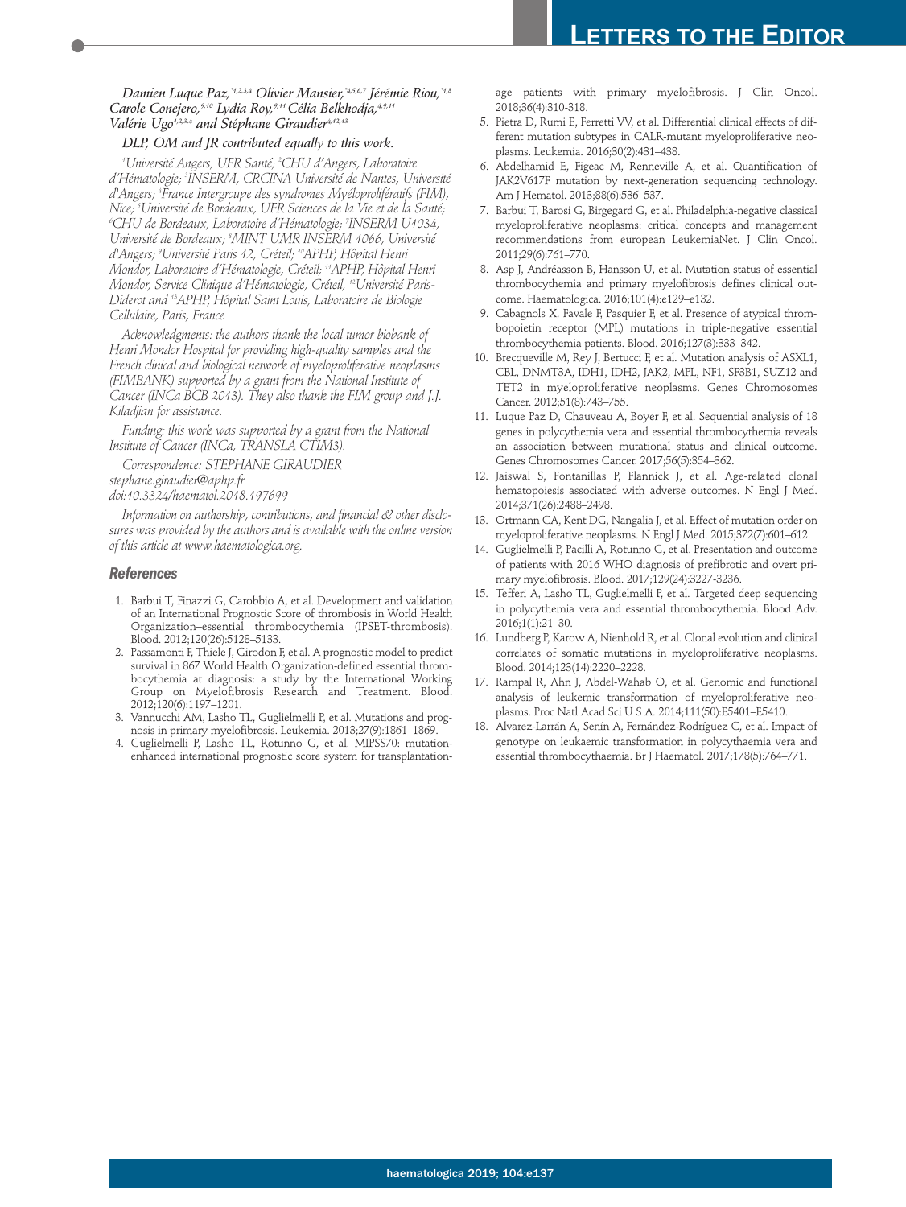*Damien Luque Paz,*[\*,1,2,3,4] *Olivier Mansier,*[\*,4,5,6,7] *Jérémie Riou,*[\*,1,8] *Carole Conejero,*[9,10] *Lydia Roy,*[9,11] *Célia Belkhodja,*[4,9,11] *Valérie Ugo*[1,2,3,4] *and Stéphane Giraudier*[4,12,13]

*DLP, OM and JR contributed equally to this work.*

*[1]Université Angers, UFR Santé; [2]CHU d'Angers, Laboratoire d'Hématologie; [3]INSERM, CRCINA Université de Nantes, Université d'Angers; [4]France Intergroupe des syndromes Myéloprolifératifs (FIM), Nice; [5]Université de Bordeaux, UFR Sciences de la Vie et de la Santé; [6]CHU de Bordeaux, Laboratoire d'Hématologie; [7]INSERM U1034, Université de Bordeaux; [8]MINT UMR INSERM 1066, Université d'Angers; [9]Université Paris 12, Créteil; [10]APHP, Hôpital Henri Mondor, Laboratoire d'Hématologie, Créteil; [11]APHP, Hôpital Henri Mondor, Service Clinique d'Hématologie, Créteil, [12]Université Paris-Diderot and [13]APHP, Hôpital Saint Louis, Laboratoire de Biologie Cellulaire, Paris, France*

*Acknowledgments: the authors thank the local tumor biobank of Henri Mondor Hospital for providing high-quality samples and the French clinical and biological network of myeloproliferative neoplasms (FIMBANK) supported by a grant from the National Institute of Cancer (INCa BCB 2013). They also thank the FIM group and J.J. Kiladjian for assistance.*

*Funding: this work was supported by a grant from the National Institute of Cancer (INCa, TRANSLA CTIM3).*

*Correspondence: STEPHANE GIRAUDIER*
*stephane.giraudier@aphp.fr*
*doi:10.3324/haematol.2018.197699*

*Information on authorship, contributions, and financial & other disclosures was provided by the authors and is available with the online version of this article at www.haematologica.org.*

## References

1. Barbui T, Finazzi G, Carobbio A, et al. Development and validation of an International Prognostic Score of thrombosis in World Health Organization–essential thrombocythemia (IPSET-thrombosis). Blood. 2012;120(26):5128–5133.
2. Passamonti F, Thiele J, Girodon F, et al. A prognostic model to predict survival in 867 World Health Organization-defined essential thrombocythemia at diagnosis: a study by the International Working Group on Myelofibrosis Research and Treatment. Blood. 2012;120(6):1197–1201.
3. Vannucchi AM, Lasho TL, Guglielmelli P, et al. Mutations and prognosis in primary myelofibrosis. Leukemia. 2013;27(9):1861–1869.
4. Guglielmelli P, Lasho TL, Rotunno G, et al. MIPSS70: mutation-enhanced international prognostic score system for transplantation-age patients with primary myelofibrosis. J Clin Oncol. 2018;36(4):310-318.
5. Pietra D, Rumi E, Ferretti VV, et al. Differential clinical effects of different mutation subtypes in CALR-mutant myeloproliferative neoplasms. Leukemia. 2016;30(2):431–438.
6. Abdelhamid E, Figeac M, Renneville A, et al. Quantification of JAK2V617F mutation by next-generation sequencing technology. Am J Hematol. 2013;88(6):536–537.
7. Barbui T, Barosi G, Birgegard G, et al. Philadelphia-negative classical myeloproliferative neoplasms: critical concepts and management recommendations from european LeukemiaNet. J Clin Oncol. 2011;29(6):761–770.
8. Asp J, Andréasson B, Hansson U, et al. Mutation status of essential thrombocythemia and primary myelofibrosis defines clinical outcome. Haematologica. 2016;101(4):e129–e132.
9. Cabagnols X, Favale F, Pasquier F, et al. Presence of atypical thrombopoietin receptor (MPL) mutations in triple-negative essential thrombocythemia patients. Blood. 2016;127(3):333–342.
10. Brecqueville M, Rey J, Bertucci F, et al. Mutation analysis of ASXL1, CBL, DNMT3A, IDH1, IDH2, JAK2, MPL, NF1, SF3B1, SUZ12 and TET2 in myeloproliferative neoplasms. Genes Chromosomes Cancer. 2012;51(8):743–755.
11. Luque Paz D, Chauveau A, Boyer F, et al. Sequential analysis of 18 genes in polycythemia vera and essential thrombocythemia reveals an association between mutational status and clinical outcome. Genes Chromosomes Cancer. 2017;56(5):354–362.
12. Jaiswal S, Fontanillas P, Flannick J, et al. Age-related clonal hematopoiesis associated with adverse outcomes. N Engl J Med. 2014;371(26):2488–2498.
13. Ortmann CA, Kent DG, Nangalia J, et al. Effect of mutation order on myeloproliferative neoplasms. N Engl J Med. 2015;372(7):601–612.
14. Guglielmelli P, Pacilli A, Rotunno G, et al. Presentation and outcome of patients with 2016 WHO diagnosis of prefibrotic and overt primary myelofibrosis. Blood. 2017;129(24):3227-3236.
15. Tefferi A, Lasho TL, Guglielmelli P, et al. Targeted deep sequencing in polycythemia vera and essential thrombocythemia. Blood Adv. 2016;1(1):21–30.
16. Lundberg P, Karow A, Nienhold R, et al. Clonal evolution and clinical correlates of somatic mutations in myeloproliferative neoplasms. Blood. 2014;123(14):2220–2228.
17. Rampal R, Ahn J, Abdel-Wahab O, et al. Genomic and functional analysis of leukemic transformation of myeloproliferative neoplasms. Proc Natl Acad Sci U S A. 2014;111(50):E5401–E5410.
18. Alvarez-Larrán A, Senín A, Fernández-Rodríguez C, et al. Impact of genotype on leukaemic transformation in polycythaemia vera and essential thrombocythaemia. Br J Haematol. 2017;178(5):764–771.